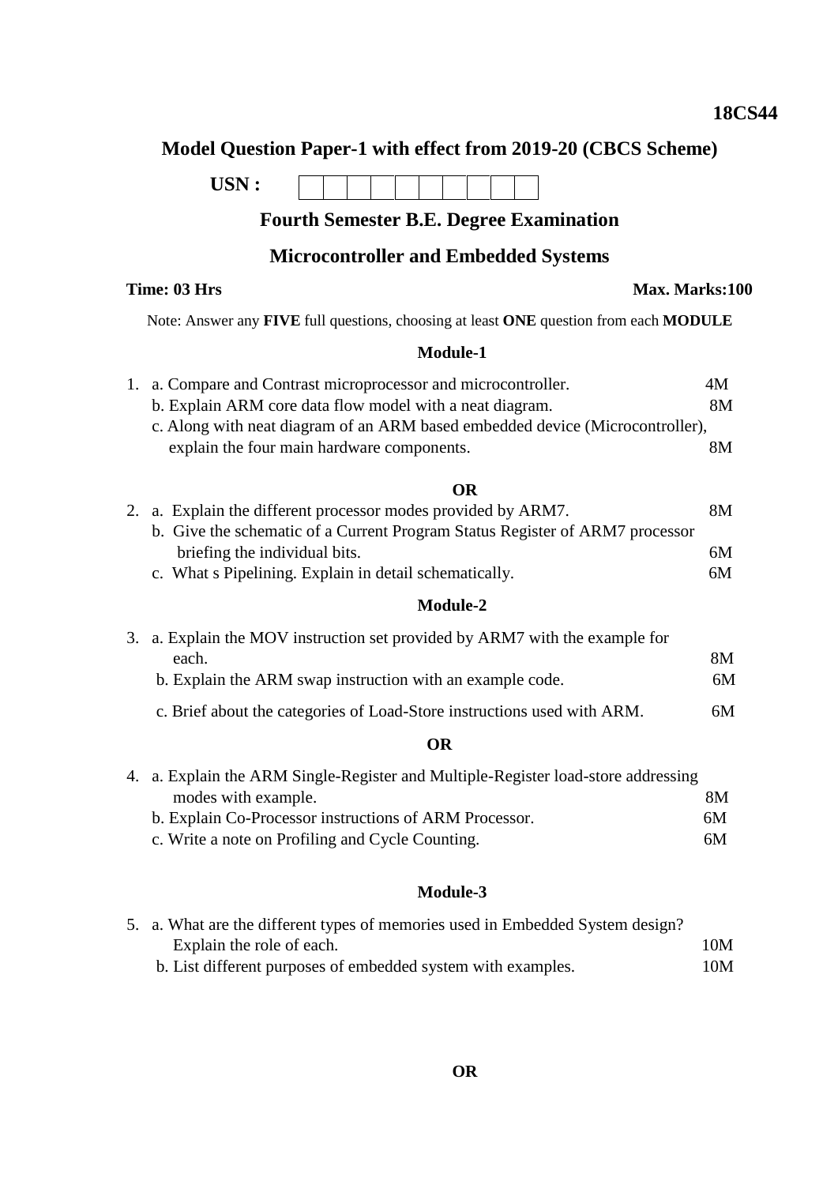**18CS44**

# Model Question Paper-1 with effect from 2019-20 (CBCS Scheme)

**USN :** | | | | | | | | | | |

## Fourth Semester B.E. Degree Examination

## Microcontroller and Embedded Systems

**Time: 03 Hrs** **Max. Marks:100**

Note: Answer any **FIVE** full questions, choosing at least **ONE** question from each **MODULE**

### Module-1

1. a. Compare and Contrast microprocessor and microcontroller. 4M
   b. Explain ARM core data flow model with a neat diagram. 8M
   c. Along with neat diagram of an ARM based embedded device (Microcontroller), explain the four main hardware components. 8M

**OR**

2. a. Explain the different processor modes provided by ARM7. 8M
   b. Give the schematic of a Current Program Status Register of ARM7 processor briefing the individual bits. 6M
   c. What s Pipelining. Explain in detail schematically. 6M

### Module-2

3. a. Explain the MOV instruction set provided by ARM7 with the example for each. 8M
   b. Explain the ARM swap instruction with an example code. 6M
   c. Brief about the categories of Load-Store instructions used with ARM. 6M

**OR**

4. a. Explain the ARM Single-Register and Multiple-Register load-store addressing modes with example. 8M
   b. Explain Co-Processor instructions of ARM Processor. 6M
   c. Write a note on Profiling and Cycle Counting. 6M

### Module-3

5. a. What are the different types of memories used in Embedded System design? Explain the role of each. 10M
   b. List different purposes of embedded system with examples. 10M

**OR**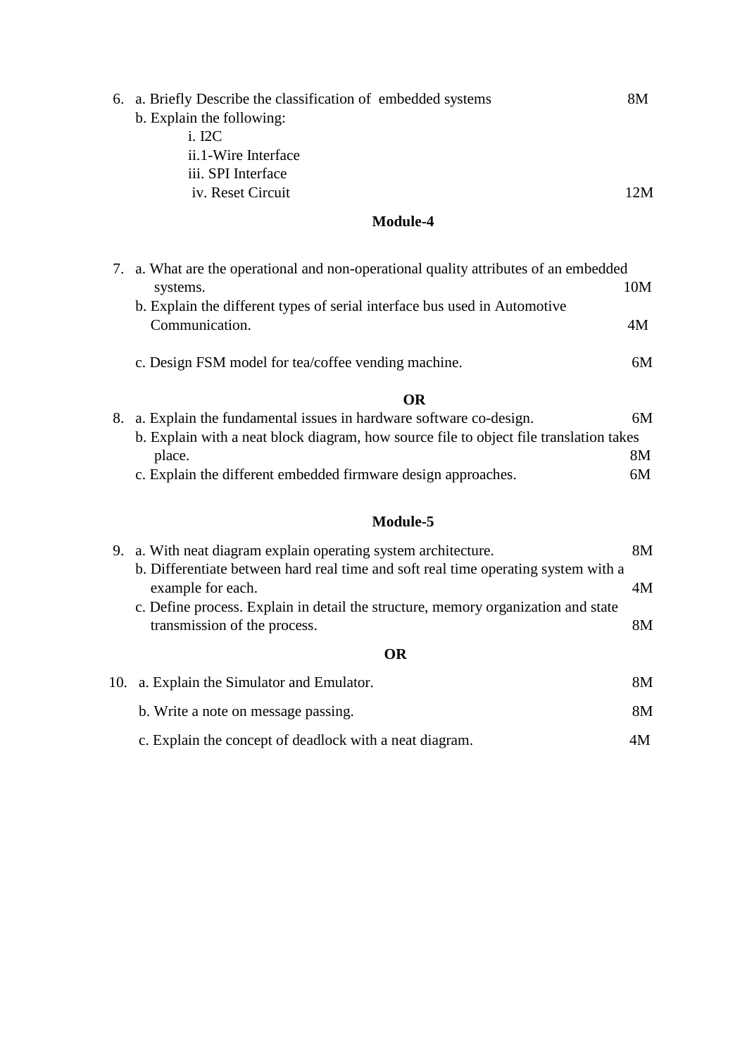6. a. Briefly Describe the classification of embedded systems 8M

   b. Explain the following:

      i. I2C

      ii.1-Wire Interface

      iii. SPI Interface

      iv. Reset Circuit 12M

## Module-4

7. a. What are the operational and non-operational quality attributes of an embedded systems. 10M

   b. Explain the different types of serial interface bus used in Automotive Communication. 4M

   c. Design FSM model for tea/coffee vending machine. 6M

**OR**

8. a. Explain the fundamental issues in hardware software co-design. 6M

   b. Explain with a neat block diagram, how source file to object file translation takes place. 8M

   c. Explain the different embedded firmware design approaches. 6M

## Module-5

9. a. With neat diagram explain operating system architecture. 8M

   b. Differentiate between hard real time and soft real time operating system with a example for each. 4M

   c. Define process. Explain in detail the structure, memory organization and state transmission of the process. 8M

**OR**

10. a. Explain the Simulator and Emulator. 8M

    b. Write a note on message passing. 8M

    c. Explain the concept of deadlock with a neat diagram. 4M